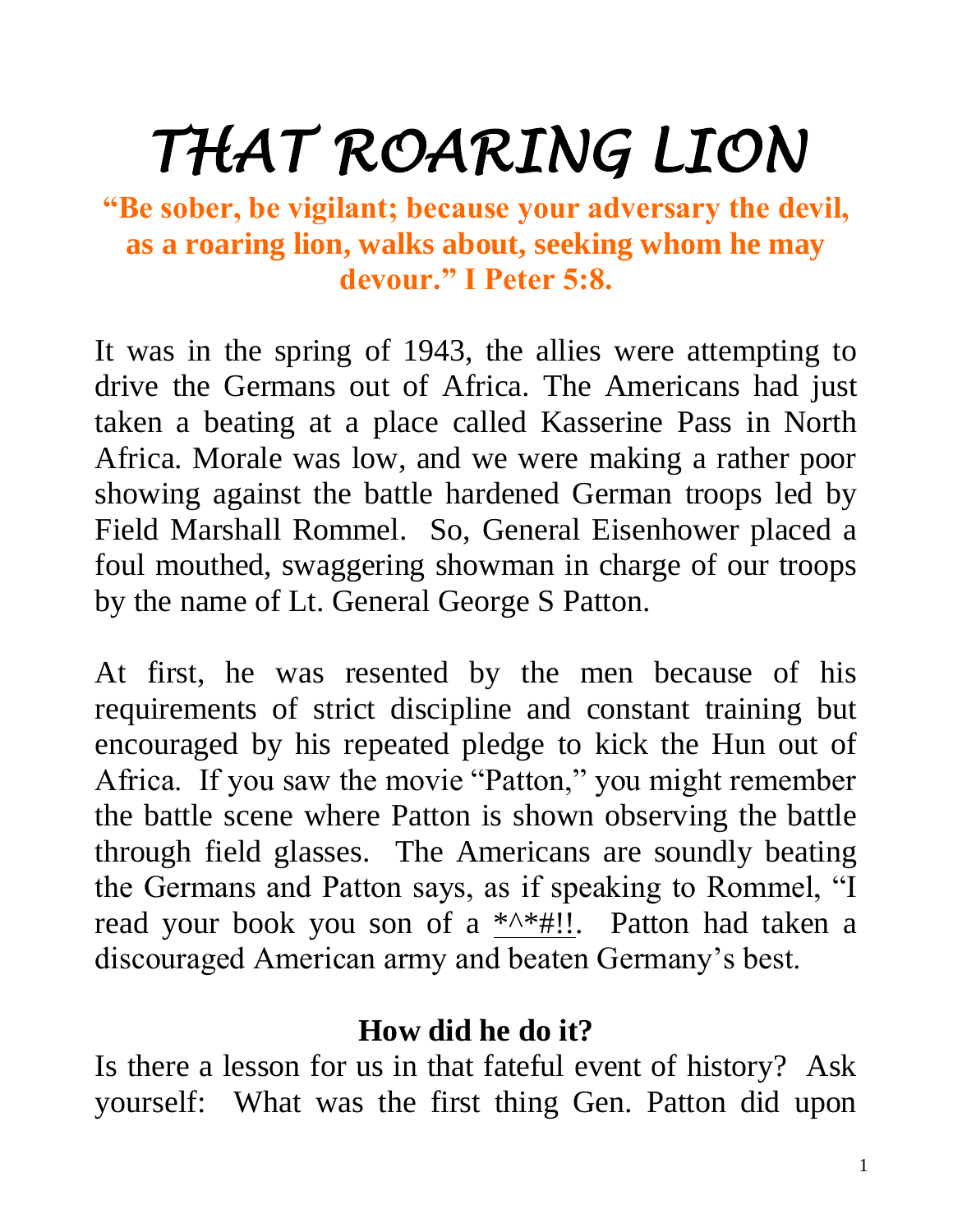# THAT ROARING LION

**"Be sober, be vigilant; because your adversary the devil, as a roaring lion, walks about, seeking whom he may devour." I Peter 5:8.**

It was in the spring of 1943, the allies were attempting to drive the Germans out of Africa. The Americans had just taken a beating at a place called Kasserine Pass in North Africa. Morale was low, and we were making a rather poor showing against the battle hardened German troops led by Field Marshall Rommel. So, General Eisenhower placed a foul mouthed, swaggering showman in charge of our troops by the name of Lt. General George S Patton.

At first, he was resented by the men because of his requirements of strict discipline and constant training but encouraged by his repeated pledge to kick the Hun out of Africa. If you saw the movie "Patton," you might remember the battle scene where Patton is shown observing the battle through field glasses. The Americans are soundly beating the Germans and Patton says, as if speaking to Rommel, "I read your book you son of a *^*#!!. Patton had taken a discouraged American army and beaten Germany's best.

### How did he do it?

Is there a lesson for us in that fateful event of history? Ask yourself: What was the first thing Gen. Patton did upon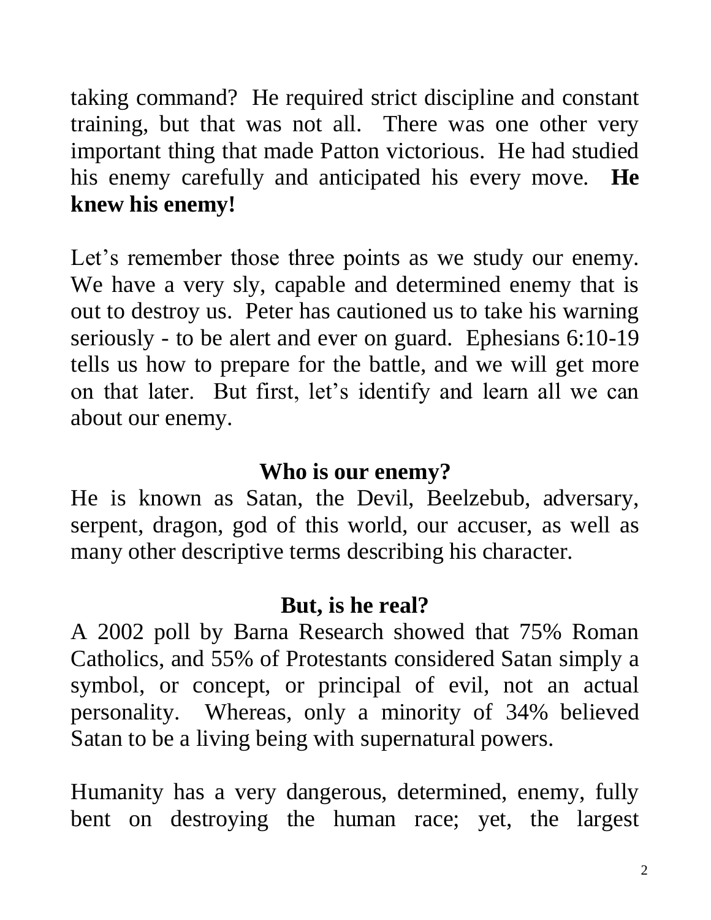taking command? He required strict discipline and constant training, but that was not all. There was one other very important thing that made Patton victorious. He had studied his enemy carefully and anticipated his every move. **He knew his enemy!**

Let's remember those three points as we study our enemy. We have a very sly, capable and determined enemy that is out to destroy us. Peter has cautioned us to take his warning seriously - to be alert and ever on guard. Ephesians 6:10-19 tells us how to prepare for the battle, and we will get more on that later. But first, let's identify and learn all we can about our enemy.

## Who is our enemy?

He is known as Satan, the Devil, Beelzebub, adversary, serpent, dragon, god of this world, our accuser, as well as many other descriptive terms describing his character.

## But, is he real?

A 2002 poll by Barna Research showed that 75% Roman Catholics, and 55% of Protestants considered Satan simply a symbol, or concept, or principal of evil, not an actual personality. Whereas, only a minority of 34% believed Satan to be a living being with supernatural powers.

Humanity has a very dangerous, determined, enemy, fully bent on destroying the human race; yet, the largest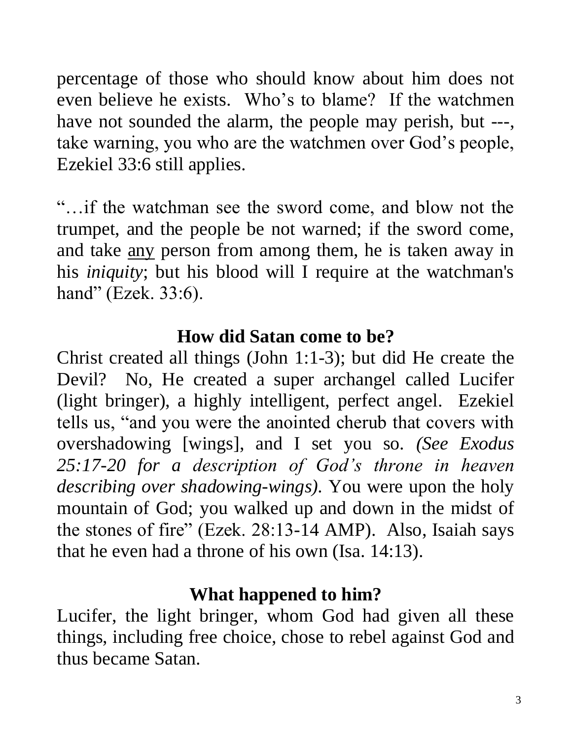percentage of those who should know about him does not even believe he exists. Who's to blame? If the watchmen have not sounded the alarm, the people may perish, but ---, take warning, you who are the watchmen over God's people, Ezekiel 33:6 still applies.

"…if the watchman see the sword come, and blow not the trumpet, and the people be not warned; if the sword come, and take <u>any</u> person from among them, he is taken away in his *iniquity*; but his blood will I require at the watchman's hand" (Ezek. 33:6).

## How did Satan come to be?

Christ created all things (John 1:1-3); but did He create the Devil? No, He created a super archangel called Lucifer (light bringer), a highly intelligent, perfect angel. Ezekiel tells us, "and you were the anointed cherub that covers with overshadowing [wings], and I set you so. *(See Exodus 25:17-20 for a description of God's throne in heaven describing over shadowing-wings).* You were upon the holy mountain of God; you walked up and down in the midst of the stones of fire" (Ezek. 28:13-14 AMP). Also, Isaiah says that he even had a throne of his own (Isa. 14:13).

## What happened to him?

Lucifer, the light bringer, whom God had given all these things, including free choice, chose to rebel against God and thus became Satan.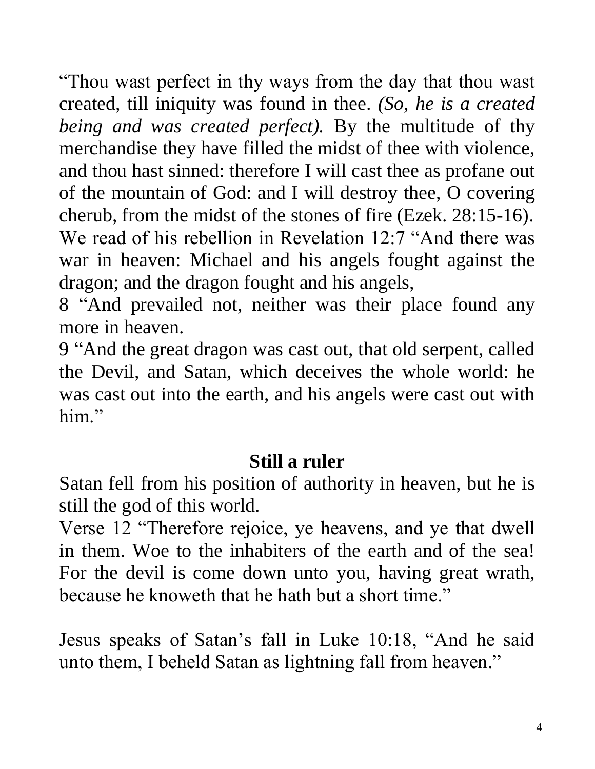"Thou wast perfect in thy ways from the day that thou wast created, till iniquity was found in thee. *(So, he is a created being and was created perfect).* By the multitude of thy merchandise they have filled the midst of thee with violence, and thou hast sinned: therefore I will cast thee as profane out of the mountain of God: and I will destroy thee, O covering cherub, from the midst of the stones of fire (Ezek. 28:15-16). We read of his rebellion in Revelation 12:7 "And there was war in heaven: Michael and his angels fought against the dragon; and the dragon fought and his angels,

8 "And prevailed not, neither was their place found any more in heaven.

9 "And the great dragon was cast out, that old serpent, called the Devil, and Satan, which deceives the whole world: he was cast out into the earth, and his angels were cast out with him."

**Still a ruler**

Satan fell from his position of authority in heaven, but he is still the god of this world.

Verse 12 "Therefore rejoice, ye heavens, and ye that dwell in them. Woe to the inhabiters of the earth and of the sea! For the devil is come down unto you, having great wrath, because he knoweth that he hath but a short time."

Jesus speaks of Satan's fall in Luke 10:18, "And he said unto them, I beheld Satan as lightning fall from heaven."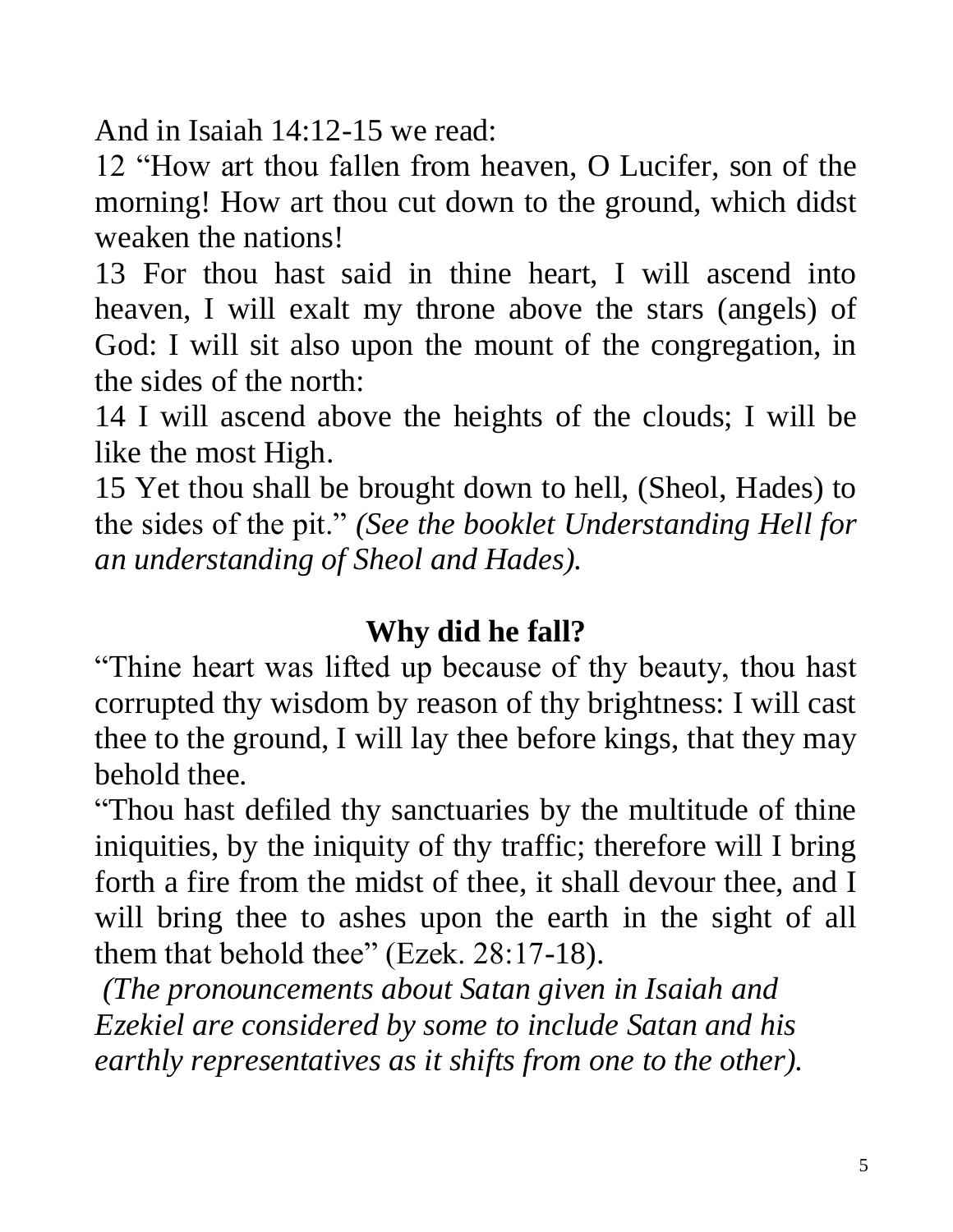And in Isaiah 14:12-15 we read:

12 “How art thou fallen from heaven, O Lucifer, son of the morning! How art thou cut down to the ground, which didst weaken the nations!

13 For thou hast said in thine heart, I will ascend into heaven, I will exalt my throne above the stars (angels) of God: I will sit also upon the mount of the congregation, in the sides of the north:

14 I will ascend above the heights of the clouds; I will be like the most High.

15 Yet thou shall be brought down to hell, (Sheol, Hades) to the sides of the pit.” *(See the booklet Understanding Hell for an understanding of Sheol and Hades).*

## Why did he fall?

“Thine heart was lifted up because of thy beauty, thou hast corrupted thy wisdom by reason of thy brightness: I will cast thee to the ground, I will lay thee before kings, that they may behold thee.

“Thou hast defiled thy sanctuaries by the multitude of thine iniquities, by the iniquity of thy traffic; therefore will I bring forth a fire from the midst of thee, it shall devour thee, and I will bring thee to ashes upon the earth in the sight of all them that behold thee” (Ezek. 28:17-18).

*(The pronouncements about Satan given in Isaiah and Ezekiel are considered by some to include Satan and his earthly representatives as it shifts from one to the other).*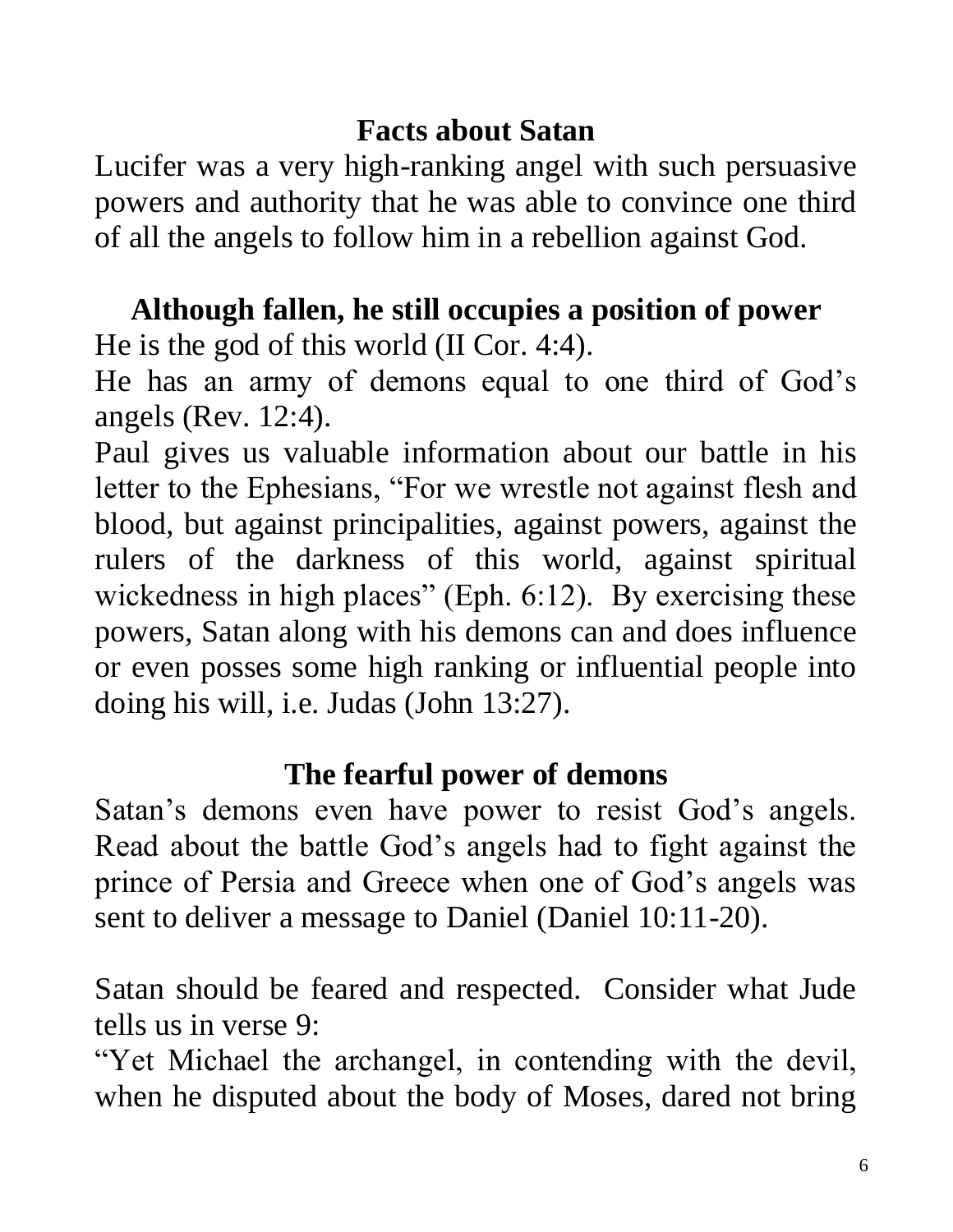## Facts about Satan

Lucifer was a very high-ranking angel with such persuasive powers and authority that he was able to convince one third of all the angels to follow him in a rebellion against God.

### Although fallen, he still occupies a position of power

He is the god of this world (II Cor. 4:4).

He has an army of demons equal to one third of God's angels (Rev. 12:4).

Paul gives us valuable information about our battle in his letter to the Ephesians, "For we wrestle not against flesh and blood, but against principalities, against powers, against the rulers of the darkness of this world, against spiritual wickedness in high places" (Eph. 6:12). By exercising these powers, Satan along with his demons can and does influence or even posses some high ranking or influential people into doing his will, i.e. Judas (John 13:27).

### The fearful power of demons

Satan's demons even have power to resist God's angels. Read about the battle God's angels had to fight against the prince of Persia and Greece when one of God's angels was sent to deliver a message to Daniel (Daniel 10:11-20).

Satan should be feared and respected. Consider what Jude tells us in verse 9:

"Yet Michael the archangel, in contending with the devil, when he disputed about the body of Moses, dared not bring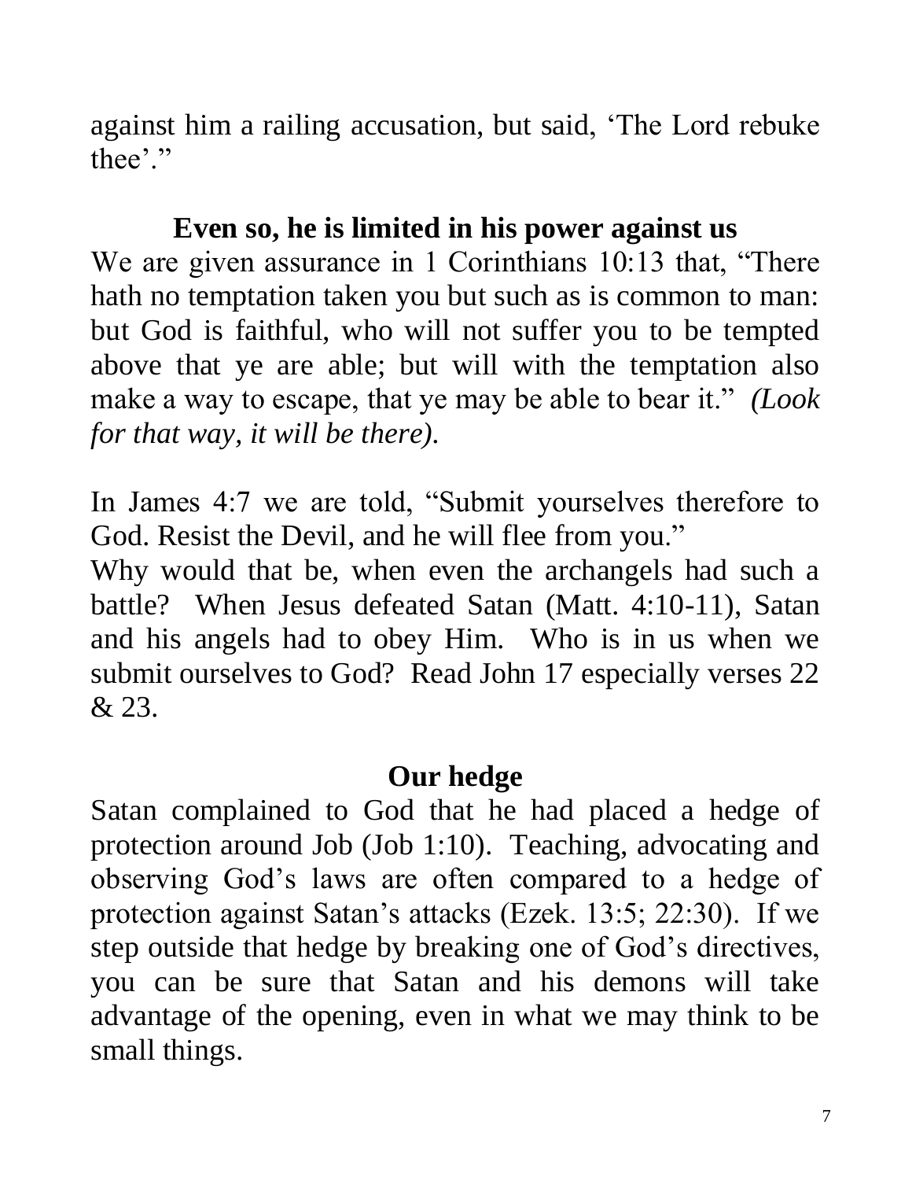against him a railing accusation, but said, 'The Lord rebuke thee'."

**Even so, he is limited in his power against us**

We are given assurance in 1 Corinthians 10:13 that, "There hath no temptation taken you but such as is common to man: but God is faithful, who will not suffer you to be tempted above that ye are able; but will with the temptation also make a way to escape, that ye may be able to bear it." *(Look for that way, it will be there).*

In James 4:7 we are told, "Submit yourselves therefore to God. Resist the Devil, and he will flee from you."
Why would that be, when even the archangels had such a battle? When Jesus defeated Satan (Matt. 4:10-11), Satan and his angels had to obey Him. Who is in us when we submit ourselves to God? Read John 17 especially verses 22 & 23.

**Our hedge**

Satan complained to God that he had placed a hedge of protection around Job (Job 1:10). Teaching, advocating and observing God's laws are often compared to a hedge of protection against Satan's attacks (Ezek. 13:5; 22:30). If we step outside that hedge by breaking one of God's directives, you can be sure that Satan and his demons will take advantage of the opening, even in what we may think to be small things.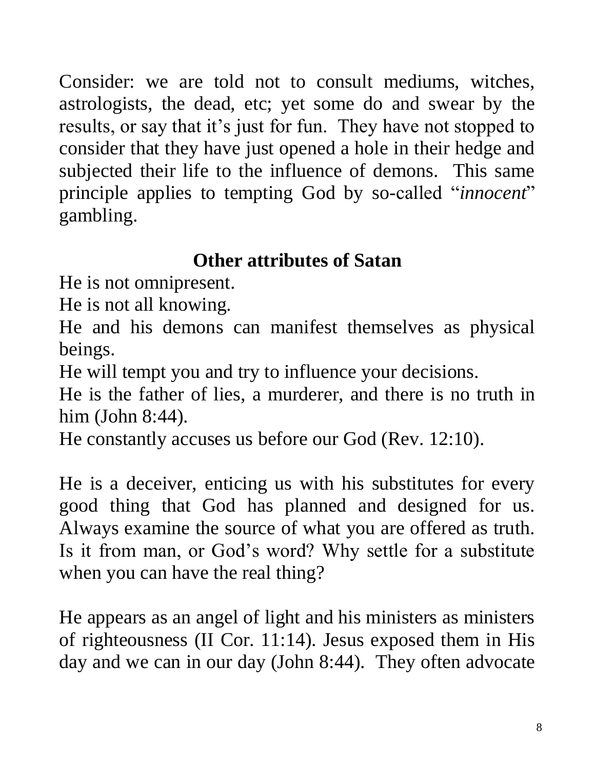Consider: we are told not to consult mediums, witches, astrologists, the dead, etc; yet some do and swear by the results, or say that it's just for fun. They have not stopped to consider that they have just opened a hole in their hedge and subjected their life to the influence of demons. This same principle applies to tempting God by so-called "*innocent*" gambling.

## Other attributes of Satan

He is not omnipresent.
He is not all knowing.
He and his demons can manifest themselves as physical beings.
He will tempt you and try to influence your decisions.
He is the father of lies, a murderer, and there is no truth in him (John 8:44).
He constantly accuses us before our God (Rev. 12:10).

He is a deceiver, enticing us with his substitutes for every good thing that God has planned and designed for us. Always examine the source of what you are offered as truth. Is it from man, or God's word? Why settle for a substitute when you can have the real thing?

He appears as an angel of light and his ministers as ministers of righteousness (II Cor. 11:14). Jesus exposed them in His day and we can in our day (John 8:44). They often advocate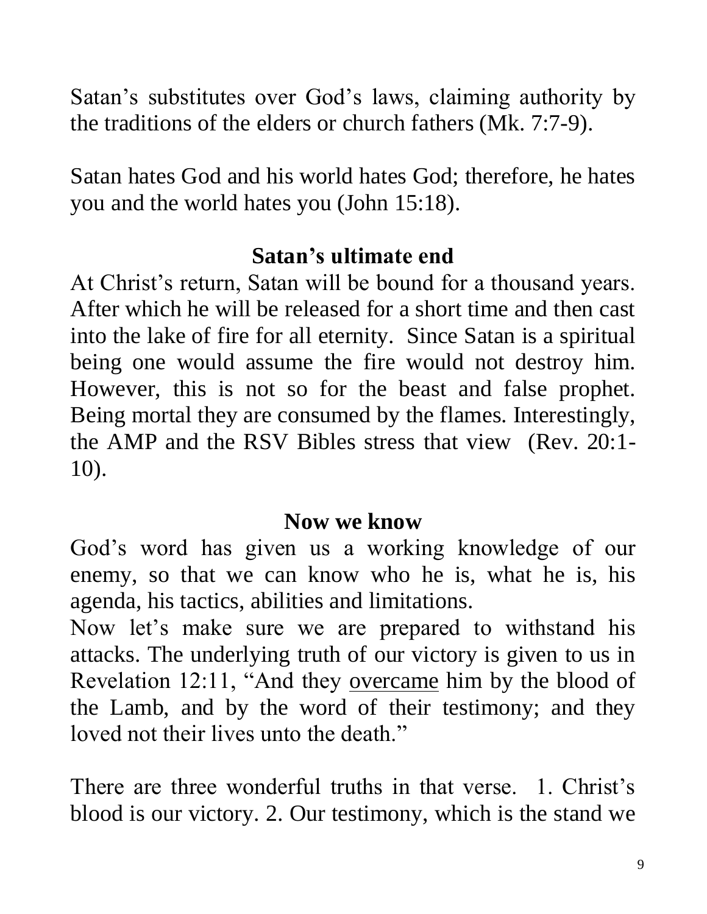Satan's substitutes over God's laws, claiming authority by the traditions of the elders or church fathers (Mk. 7:7-9).

Satan hates God and his world hates God; therefore, he hates you and the world hates you (John 15:18).

## Satan's ultimate end

At Christ's return, Satan will be bound for a thousand years. After which he will be released for a short time and then cast into the lake of fire for all eternity. Since Satan is a spiritual being one would assume the fire would not destroy him. However, this is not so for the beast and false prophet. Being mortal they are consumed by the flames. Interestingly, the AMP and the RSV Bibles stress that view (Rev. 20:1-10).

## Now we know

God's word has given us a working knowledge of our enemy, so that we can know who he is, what he is, his agenda, his tactics, abilities and limitations.

Now let's make sure we are prepared to withstand his attacks. The underlying truth of our victory is given to us in Revelation 12:11, "And they <u>overcame</u> him by the blood of the Lamb, and by the word of their testimony; and they loved not their lives unto the death."

There are three wonderful truths in that verse. 1. Christ's blood is our victory. 2. Our testimony, which is the stand we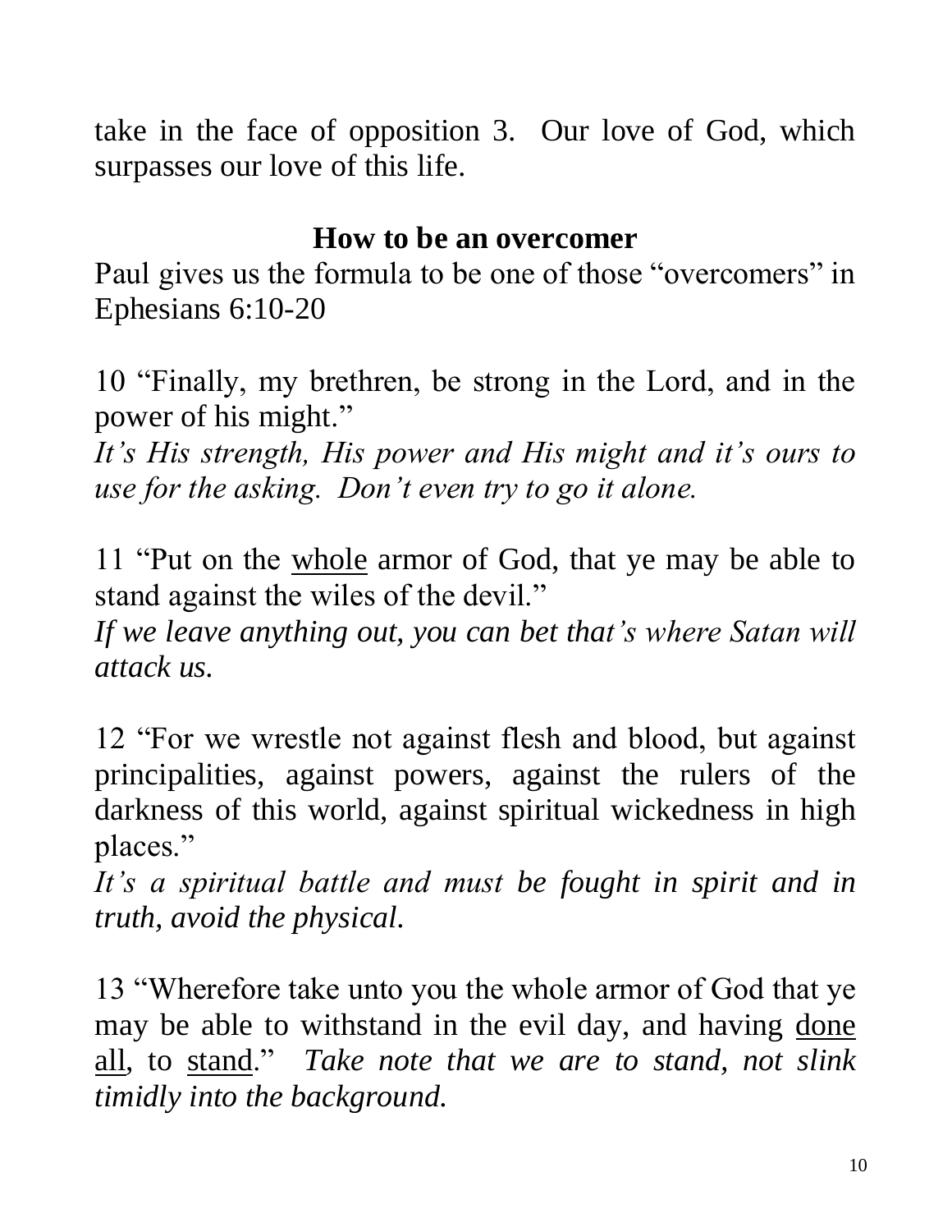take in the face of opposition 3. Our love of God, which surpasses our love of this life.

## How to be an overcomer

Paul gives us the formula to be one of those "overcomers" in Ephesians 6:10-20

10 "Finally, my brethren, be strong in the Lord, and in the power of his might."
*It's His strength, His power and His might and it's ours to use for the asking. Don't even try to go it alone.*

11 "Put on the <u>whole</u> armor of God, that ye may be able to stand against the wiles of the devil."
*If we leave anything out, you can bet that's where Satan will attack us.*

12 "For we wrestle not against flesh and blood, but against principalities, against powers, against the rulers of the darkness of this world, against spiritual wickedness in high places."
*It's a spiritual battle and must be fought in spirit and in truth, avoid the physical.*

13 "Wherefore take unto you the whole armor of God that ye may be able to withstand in the evil day, and having <u>done all</u>, to <u>stand</u>." *Take note that we are to stand, not slink timidly into the background.*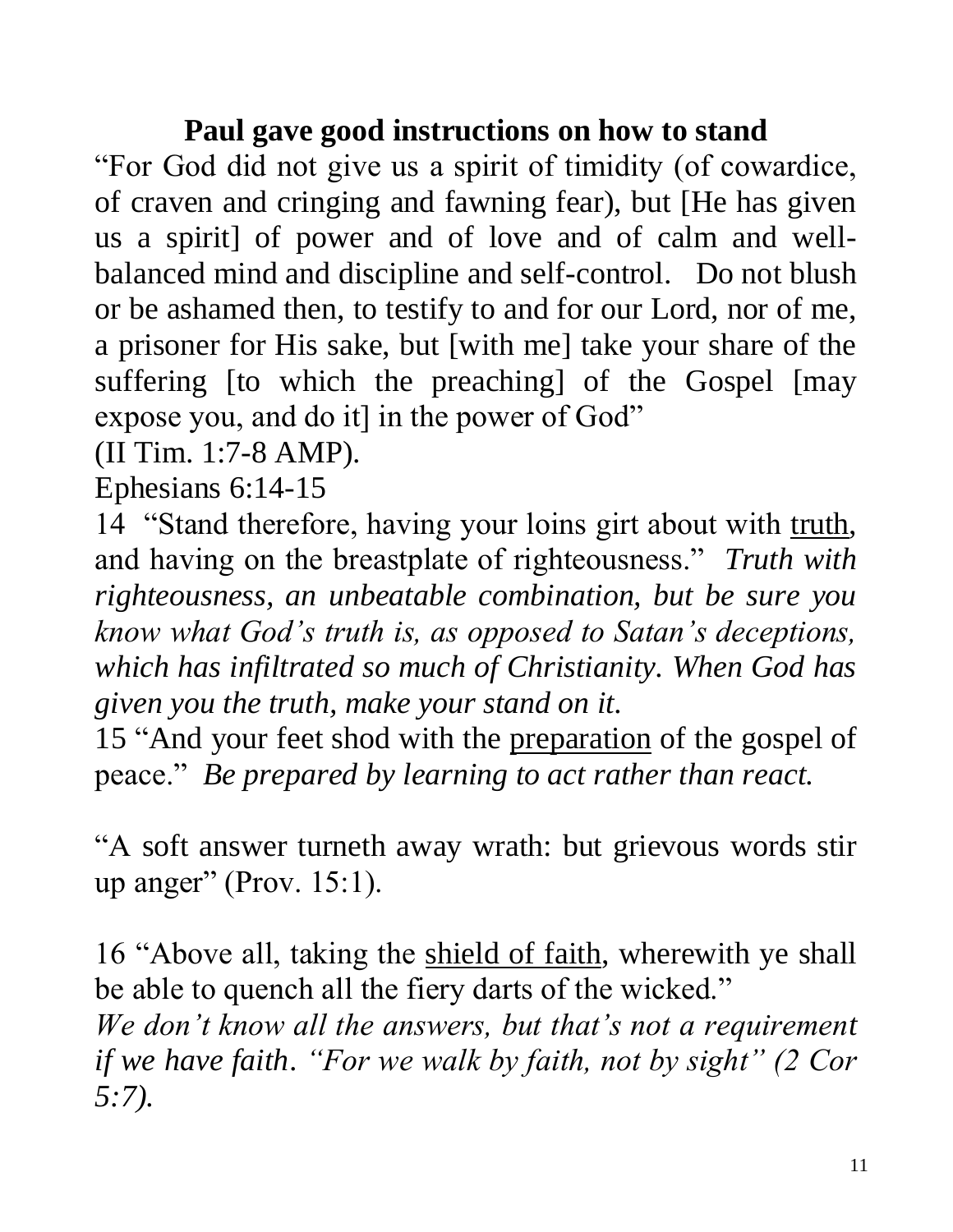## **Paul gave good instructions on how to stand**

"For God did not give us a spirit of timidity (of cowardice, of craven and cringing and fawning fear), but [He has given us a spirit] of power and of love and of calm and well-balanced mind and discipline and self-control. Do not blush or be ashamed then, to testify to and for our Lord, nor of me, a prisoner for His sake, but [with me] take your share of the suffering [to which the preaching] of the Gospel [may expose you, and do it] in the power of God"

(II Tim. 1:7-8 AMP).

Ephesians 6:14-15

14 "Stand therefore, having your loins girt about with <u>truth</u>, and having on the breastplate of righteousness." *Truth with righteousness, an unbeatable combination, but be sure you know what God's truth is, as opposed to Satan's deceptions, which has infiltrated so much of Christianity. When God has given you the truth, make your stand on it.*

15 "And your feet shod with the <u>preparation</u> of the gospel of peace." *Be prepared by learning to act rather than react.*

"A soft answer turneth away wrath: but grievous words stir up anger" (Prov. 15:1).

16 "Above all, taking the <u>shield of faith</u>, wherewith ye shall be able to quench all the fiery darts of the wicked."

*We don't know all the answers, but that's not a requirement if we have faith. "For we walk by faith, not by sight" (2 Cor 5:7).*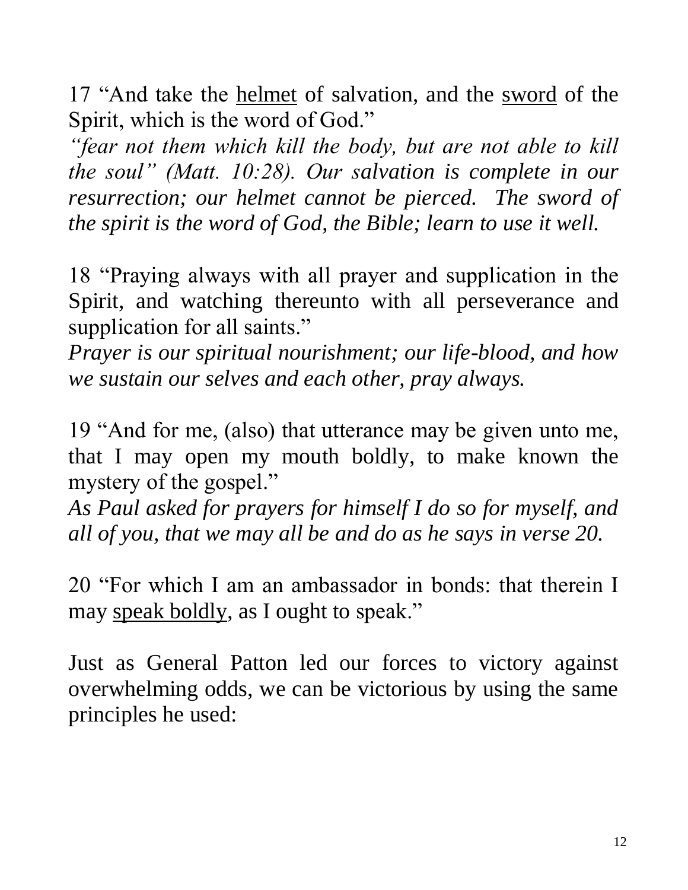17 “And take the <u>helmet</u> of salvation, and the <u>sword</u> of the Spirit, which is the word of God.”

*“fear not them which kill the body, but are not able to kill the soul” (Matt. 10:28). Our salvation is complete in our resurrection; our helmet cannot be pierced. The sword of the spirit is the word of God, the Bible; learn to use it well.*

18 “Praying always with all prayer and supplication in the Spirit, and watching thereunto with all perseverance and supplication for all saints.”

*Prayer is our spiritual nourishment; our life-blood, and how we sustain our selves and each other, pray always.*

19 “And for me, (also) that utterance may be given unto me, that I may open my mouth boldly, to make known the mystery of the gospel.”

*As Paul asked for prayers for himself I do so for myself, and all of you, that we may all be and do as he says in verse 20.*

20 “For which I am an ambassador in bonds: that therein I may <u>speak boldly</u>, as I ought to speak.”

Just as General Patton led our forces to victory against overwhelming odds, we can be victorious by using the same principles he used: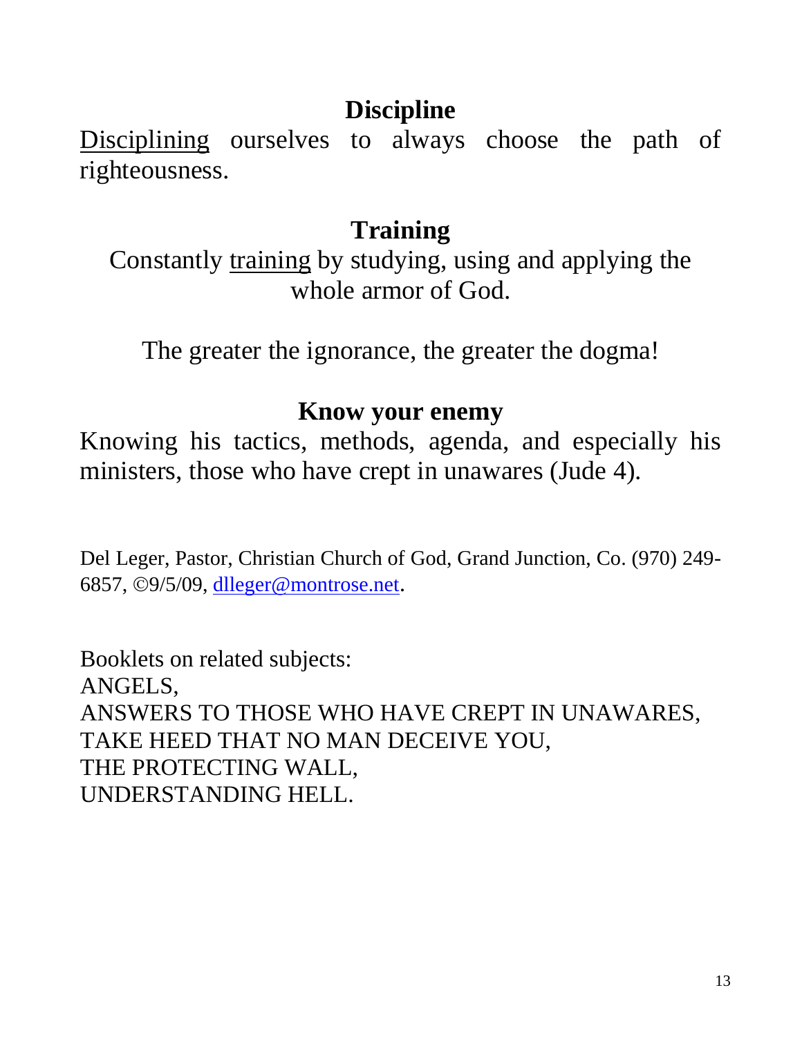## Discipline

<u>Disciplining</u> ourselves to always choose the path of righteousness.

## Training

Constantly <u>training</u> by studying, using and applying the whole armor of God.

The greater the ignorance, the greater the dogma!

## Know your enemy

Knowing his tactics, methods, agenda, and especially his ministers, those who have crept in unawares (Jude 4).

Del Leger, Pastor, Christian Church of God, Grand Junction, Co. (970) 249-6857, ©9/5/09, dlleger@montrose.net.

Booklets on related subjects:
ANGELS,
ANSWERS TO THOSE WHO HAVE CREPT IN UNAWARES,
TAKE HEED THAT NO MAN DECEIVE YOU,
THE PROTECTING WALL,
UNDERSTANDING HELL.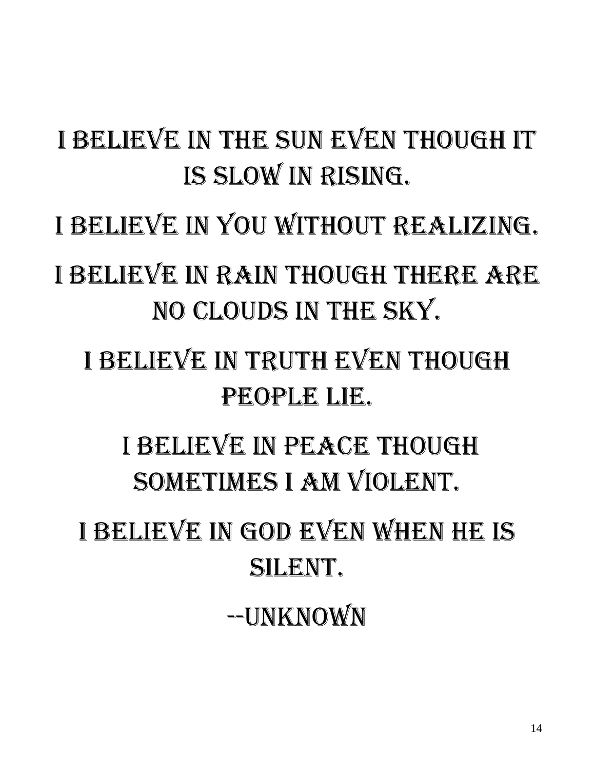I BELIEVE IN THE SUN EVEN THOUGH IT IS SLOW IN RISING.

I BELIEVE IN YOU WITHOUT REALIZING.

I BELIEVE IN RAIN THOUGH THERE ARE NO CLOUDS IN THE SKY.

I BELIEVE IN TRUTH EVEN THOUGH PEOPLE LIE.

I BELIEVE IN PEACE THOUGH SOMETIMES I AM VIOLENT.

I BELIEVE IN GOD EVEN WHEN HE IS SILENT.

--UNKNOWN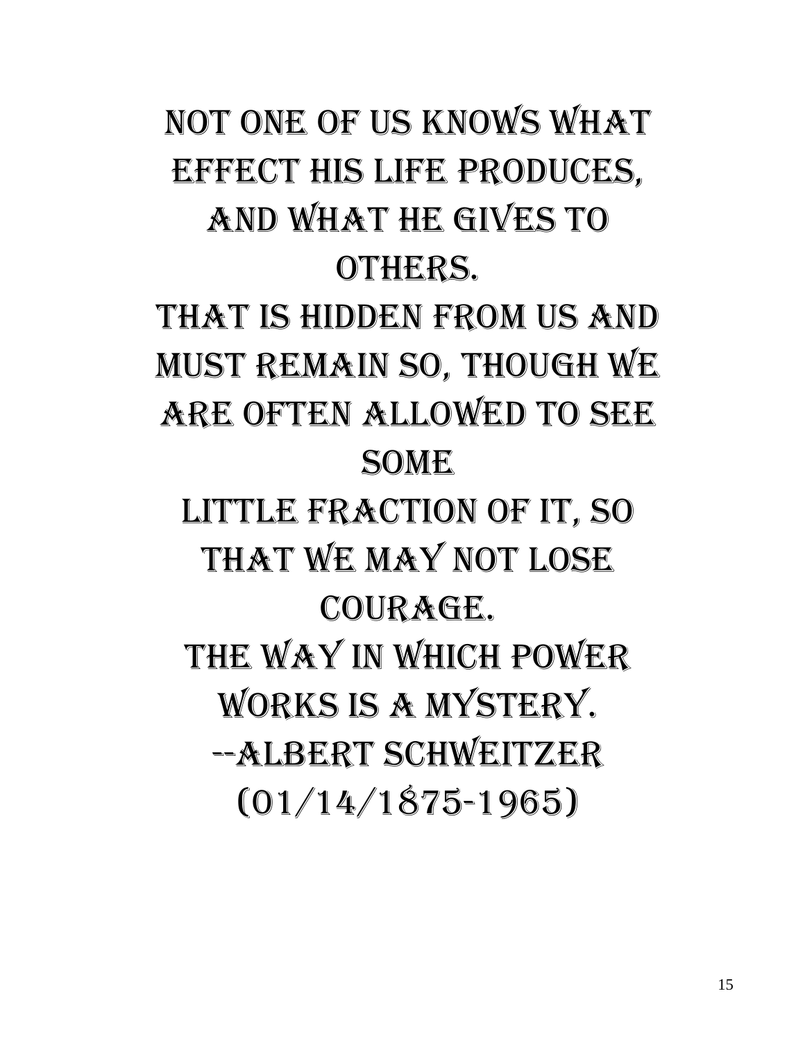NOT ONE OF US KNOWS WHAT EFFECT HIS LIFE PRODUCES, AND WHAT HE GIVES TO OTHERS.

THAT IS HIDDEN FROM US AND MUST REMAIN SO, THOUGH WE ARE OFTEN ALLOWED TO SEE SOME

LITTLE FRACTION OF IT, SO THAT WE MAY NOT LOSE COURAGE.

THE WAY IN WHICH POWER WORKS IS A MYSTERY.

--ALBERT SCHWEITZER

(01/14/1875-1965)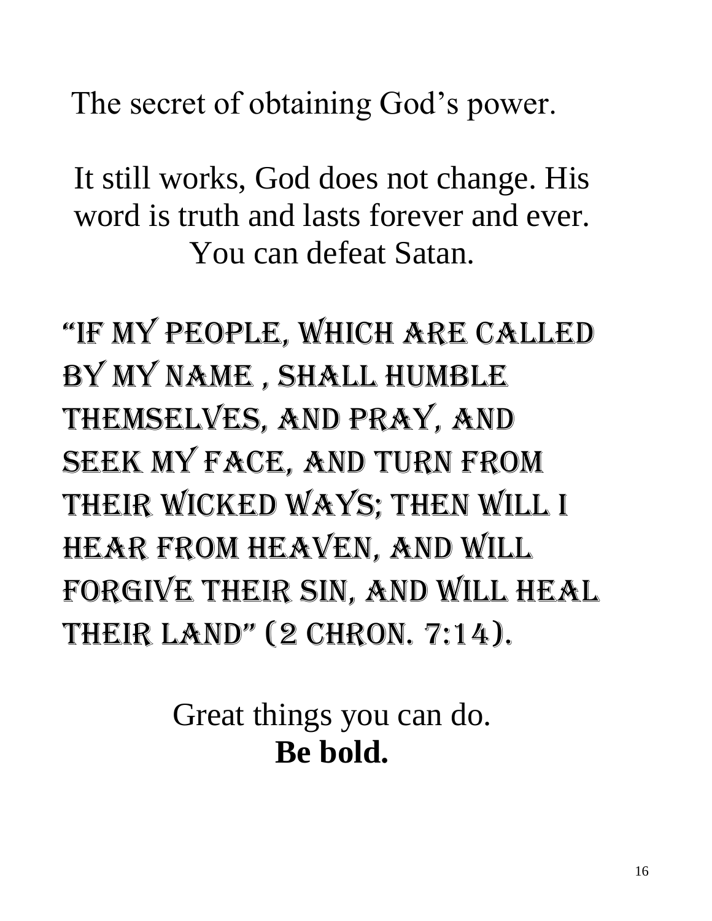The secret of obtaining God's power.

It still works, God does not change. His word is truth and lasts forever and ever. You can defeat Satan.

"IF MY PEOPLE, WHICH ARE CALLED BY MY NAME , SHALL HUMBLE THEMSELVES, AND PRAY, AND SEEK MY FACE, AND TURN FROM THEIR WICKED WAYS; THEN WILL I HEAR FROM HEAVEN, AND WILL FORGIVE THEIR SIN, AND WILL HEAL THEIR LAND" (2 CHRON. 7:14).

Great things you can do.
**Be bold.**